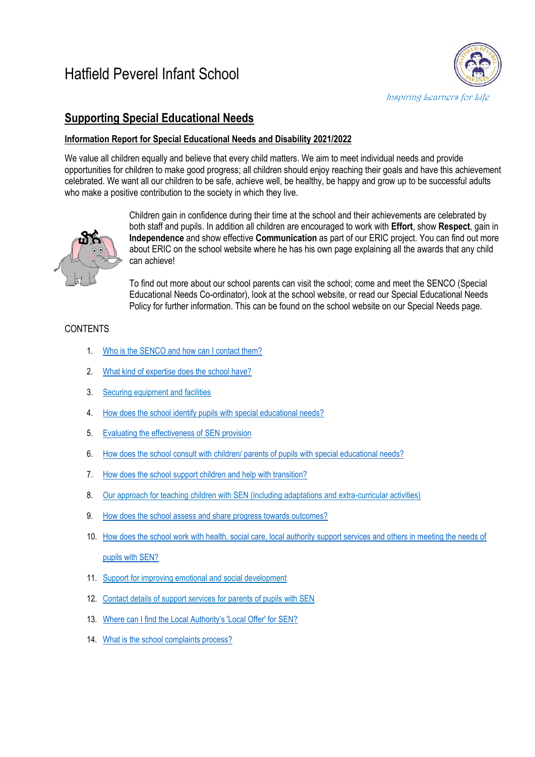# Hatfield Peverel Infant School

*Inspiring Learners for Life*

## Supporting Special Educational Needs

### Information Report for Special Educational Needs and Disability 2021/2022

We value all children equally and believe that every child matters. We aim to meet individual needs and provide opportunities for children to make good progress; all children should enjoy reaching their goals and have this achievement celebrated. We want all our children to be safe, achieve well, be healthy, be happy and grow up to be successful adults who make a positive contribution to the society in which they live.

Children gain in confidence during their time at the school and their achievements are celebrated by both staff and pupils. In addition all children are encouraged to work with **Effort**, show **Respect**, gain in **Independence** and show effective **Communication** as part of our ERIC project. You can find out more about ERIC on the school website where he has his own page explaining all the awards that any child can achieve!

To find out more about our school parents can visit the school; come and meet the SENCO (Special Educational Needs Co-ordinator), look at the school website, or read our Special Educational Needs Policy for further information. This can be found on the school website on our Special Needs page.

CONTENTS

1. Who is the SENCO and how can I contact them?
2. What kind of expertise does the school have?
3. Securing equipment and facilities
4. How does the school identify pupils with special educational needs?
5. Evaluating the effectiveness of SEN provision
6. How does the school consult with children/ parents of pupils with special educational needs?
7. How does the school support children and help with transition?
8. Our approach for teaching children with SEN (including adaptations and extra-curricular activities)
9. How does the school assess and share progress towards outcomes?
10. How does the school work with health, social care, local authority support services and others in meeting the needs of pupils with SEN?
11. Support for improving emotional and social development
12. Contact details of support services for parents of pupils with SEN
13. Where can I find the Local Authority's 'Local Offer' for SEN?
14. What is the school complaints process?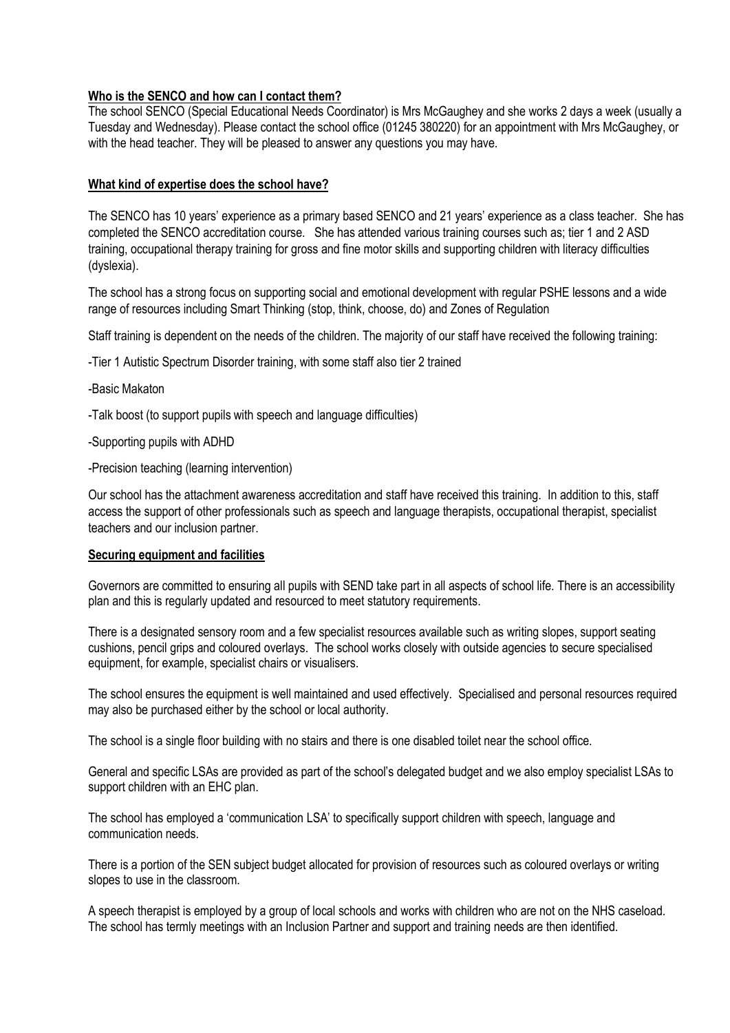**Who is the SENCO and how can I contact them?**

The school SENCO (Special Educational Needs Coordinator) is Mrs McGaughey and she works 2 days a week (usually a Tuesday and Wednesday). Please contact the school office (01245 380220) for an appointment with Mrs McGaughey, or with the head teacher. They will be pleased to answer any questions you may have.

**What kind of expertise does the school have?**

The SENCO has 10 years' experience as a primary based SENCO and 21 years' experience as a class teacher. She has completed the SENCO accreditation course. She has attended various training courses such as; tier 1 and 2 ASD training, occupational therapy training for gross and fine motor skills and supporting children with literacy difficulties (dyslexia).

The school has a strong focus on supporting social and emotional development with regular PSHE lessons and a wide range of resources including Smart Thinking (stop, think, choose, do) and Zones of Regulation

Staff training is dependent on the needs of the children. The majority of our staff have received the following training:

-Tier 1 Autistic Spectrum Disorder training, with some staff also tier 2 trained

-Basic Makaton

-Talk boost (to support pupils with speech and language difficulties)

-Supporting pupils with ADHD

-Precision teaching (learning intervention)

Our school has the attachment awareness accreditation and staff have received this training. In addition to this, staff access the support of other professionals such as speech and language therapists, occupational therapist, specialist teachers and our inclusion partner.

**Securing equipment and facilities**

Governors are committed to ensuring all pupils with SEND take part in all aspects of school life. There is an accessibility plan and this is regularly updated and resourced to meet statutory requirements.

There is a designated sensory room and a few specialist resources available such as writing slopes, support seating cushions, pencil grips and coloured overlays. The school works closely with outside agencies to secure specialised equipment, for example, specialist chairs or visualisers.

The school ensures the equipment is well maintained and used effectively. Specialised and personal resources required may also be purchased either by the school or local authority.

The school is a single floor building with no stairs and there is one disabled toilet near the school office.

General and specific LSAs are provided as part of the school's delegated budget and we also employ specialist LSAs to support children with an EHC plan.

The school has employed a 'communication LSA' to specifically support children with speech, language and communication needs.

There is a portion of the SEN subject budget allocated for provision of resources such as coloured overlays or writing slopes to use in the classroom.

A speech therapist is employed by a group of local schools and works with children who are not on the NHS caseload. The school has termly meetings with an Inclusion Partner and support and training needs are then identified.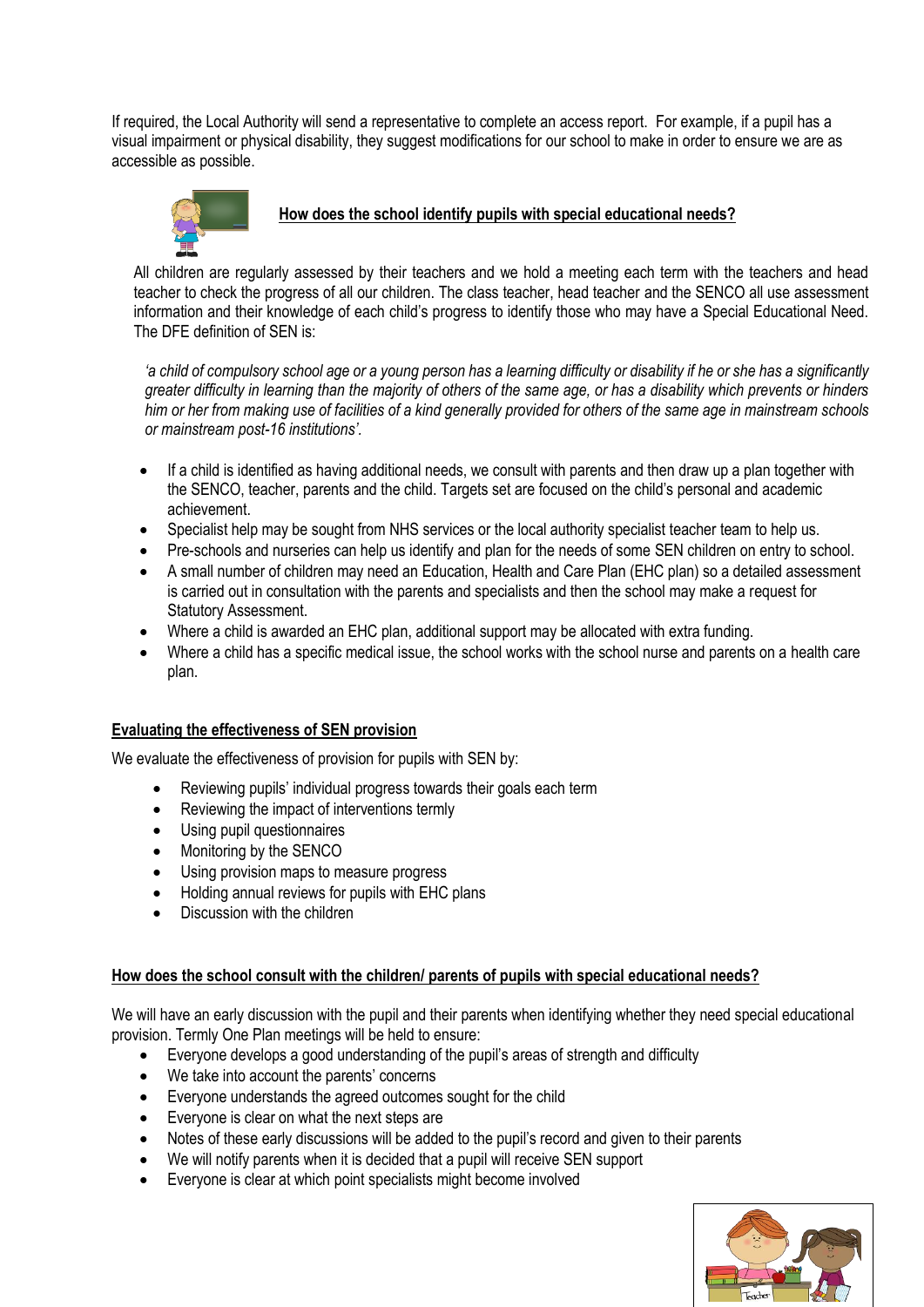If required, the Local Authority will send a representative to complete an access report. For example, if a pupil has a visual impairment or physical disability, they suggest modifications for our school to make in order to ensure we are as accessible as possible.

## How does the school identify pupils with special educational needs?

All children are regularly assessed by their teachers and we hold a meeting each term with the teachers and head teacher to check the progress of all our children. The class teacher, head teacher and the SENCO all use assessment information and their knowledge of each child's progress to identify those who may have a Special Educational Need. The DFE definition of SEN is:

*'a child of compulsory school age or a young person has a learning difficulty or disability if he or she has a significantly greater difficulty in learning than the majority of others of the same age, or has a disability which prevents or hinders him or her from making use of facilities of a kind generally provided for others of the same age in mainstream schools or mainstream post-16 institutions'.*

- If a child is identified as having additional needs, we consult with parents and then draw up a plan together with the SENCO, teacher, parents and the child. Targets set are focused on the child's personal and academic achievement.
- Specialist help may be sought from NHS services or the local authority specialist teacher team to help us.
- Pre-schools and nurseries can help us identify and plan for the needs of some SEN children on entry to school.
- A small number of children may need an Education, Health and Care Plan (EHC plan) so a detailed assessment is carried out in consultation with the parents and specialists and then the school may make a request for Statutory Assessment.
- Where a child is awarded an EHC plan, additional support may be allocated with extra funding.
- Where a child has a specific medical issue, the school works with the school nurse and parents on a health care plan.

## Evaluating the effectiveness of SEN provision

We evaluate the effectiveness of provision for pupils with SEN by:

- Reviewing pupils' individual progress towards their goals each term
- Reviewing the impact of interventions termly
- Using pupil questionnaires
- Monitoring by the SENCO
- Using provision maps to measure progress
- Holding annual reviews for pupils with EHC plans
- Discussion with the children

## How does the school consult with the children/ parents of pupils with special educational needs?

We will have an early discussion with the pupil and their parents when identifying whether they need special educational provision. Termly One Plan meetings will be held to ensure:

- Everyone develops a good understanding of the pupil's areas of strength and difficulty
- We take into account the parents' concerns
- Everyone understands the agreed outcomes sought for the child
- Everyone is clear on what the next steps are
- Notes of these early discussions will be added to the pupil's record and given to their parents
- We will notify parents when it is decided that a pupil will receive SEN support
- Everyone is clear at which point specialists might become involved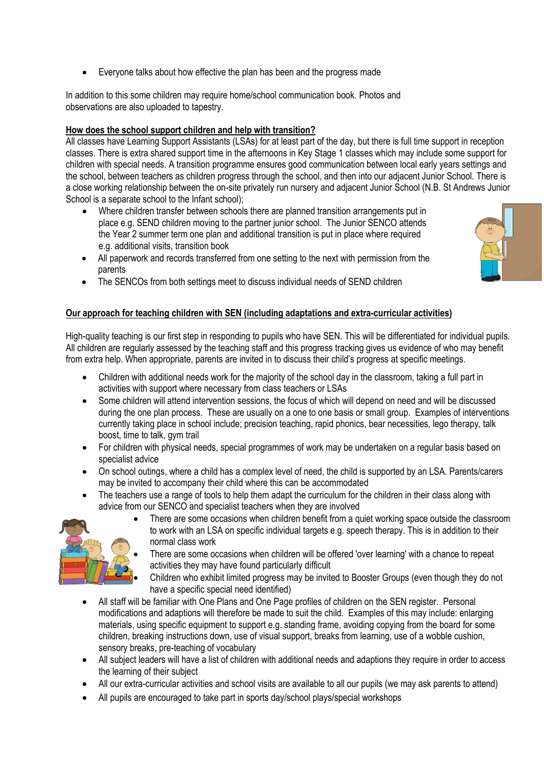- Everyone talks about how effective the plan has been and the progress made

In addition to this some children may require home/school communication book. Photos and observations are also uploaded to tapestry.

**How does the school support children and help with transition?**

All classes have Learning Support Assistants (LSAs) for at least part of the day, but there is full time support in reception classes. There is extra shared support time in the afternoons in Key Stage 1 classes which may include some support for children with special needs. A transition programme ensures good communication between local early years settings and the school, between teachers as children progress through the school, and then into our adjacent Junior School. There is a close working relationship between the on-site privately run nursery and adjacent Junior School (N.B. St Andrews Junior School is a separate school to the Infant school);

- Where children transfer between schools there are planned transition arrangements put in place e.g. SEND children moving to the partner junior school. The Junior SENCO attends the Year 2 summer term one plan and additional transition is put in place where required e.g. additional visits, transition book
- All paperwork and records transferred from one setting to the next with permission from the parents
- The SENCOs from both settings meet to discuss individual needs of SEND children

**Our approach for teaching children with SEN (including adaptations and extra-curricular activities)**

High-quality teaching is our first step in responding to pupils who have SEN. This will be differentiated for individual pupils. All children are regularly assessed by the teaching staff and this progress tracking gives us evidence of who may benefit from extra help. When appropriate, parents are invited in to discuss their child's progress at specific meetings.

- Children with additional needs work for the majority of the school day in the classroom, taking a full part in activities with support where necessary from class teachers or LSAs
- Some children will attend intervention sessions, the focus of which will depend on need and will be discussed during the one plan process. These are usually on a one to one basis or small group. Examples of interventions currently taking place in school include; precision teaching, rapid phonics, bear necessities, lego therapy, talk boost, time to talk, gym trail
- For children with physical needs, special programmes of work may be undertaken on a regular basis based on specialist advice
- On school outings, where a child has a complex level of need, the child is supported by an LSA. Parents/carers may be invited to accompany their child where this can be accommodated
- The teachers use a range of tools to help them adapt the curriculum for the children in their class along with advice from our SENCO and specialist teachers when they are involved
- There are some occasions when children benefit from a quiet working space outside the classroom to work with an LSA on specific individual targets e.g. speech therapy. This is in addition to their normal class work
- There are some occasions when children will be offered 'over learning' with a chance to repeat activities they may have found particularly difficult
- Children who exhibit limited progress may be invited to Booster Groups (even though they do not have a specific special need identified)
- All staff will be familiar with One Plans and One Page profiles of children on the SEN register. Personal modifications and adaptions will therefore be made to suit the child. Examples of this may include: enlarging materials, using specific equipment to support e.g. standing frame, avoiding copying from the board for some children, breaking instructions down, use of visual support, breaks from learning, use of a wobble cushion, sensory breaks, pre-teaching of vocabulary
- All subject leaders will have a list of children with additional needs and adaptions they require in order to access the learning of their subject
- All our extra-curricular activities and school visits are available to all our pupils (we may ask parents to attend)
- All pupils are encouraged to take part in sports day/school plays/special workshops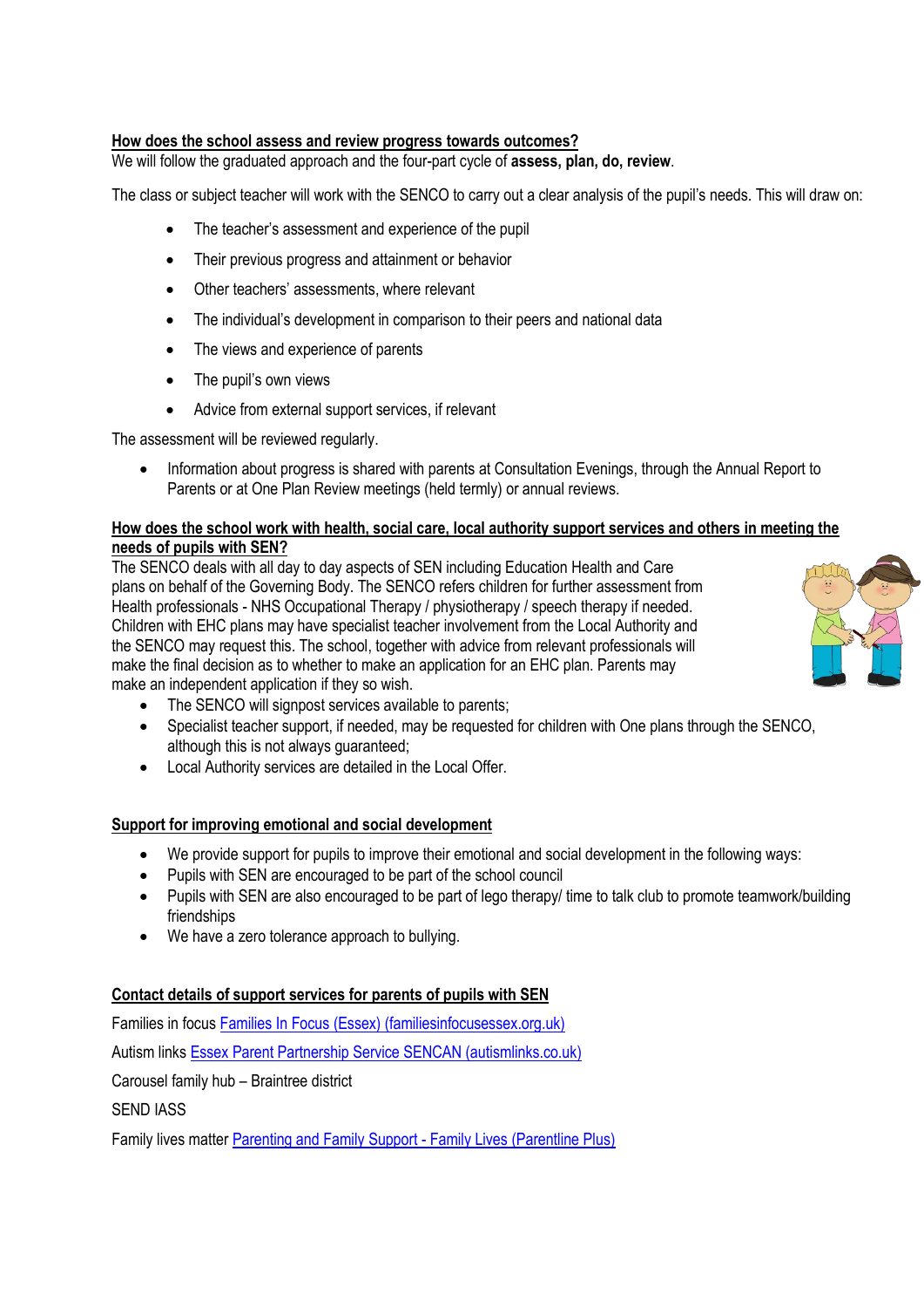**How does the school assess and review progress towards outcomes?**

We will follow the graduated approach and the four-part cycle of **assess, plan, do, review**.

The class or subject teacher will work with the SENCO to carry out a clear analysis of the pupil's needs. This will draw on:

- The teacher's assessment and experience of the pupil
- Their previous progress and attainment or behavior
- Other teachers' assessments, where relevant
- The individual's development in comparison to their peers and national data
- The views and experience of parents
- The pupil's own views
- Advice from external support services, if relevant

The assessment will be reviewed regularly.

- Information about progress is shared with parents at Consultation Evenings, through the Annual Report to Parents or at One Plan Review meetings (held termly) or annual reviews.

**How does the school work with health, social care, local authority support services and others in meeting the needs of pupils with SEN?**

The SENCO deals with all day to day aspects of SEN including Education Health and Care plans on behalf of the Governing Body. The SENCO refers children for further assessment from Health professionals - NHS Occupational Therapy / physiotherapy / speech therapy if needed. Children with EHC plans may have specialist teacher involvement from the Local Authority and the SENCO may request this. The school, together with advice from relevant professionals will make the final decision as to whether to make an application for an EHC plan. Parents may make an independent application if they so wish.

- The SENCO will signpost services available to parents;
- Specialist teacher support, if needed, may be requested for children with One plans through the SENCO, although this is not always guaranteed;
- Local Authority services are detailed in the Local Offer.

**Support for improving emotional and social development**

- We provide support for pupils to improve their emotional and social development in the following ways:
- Pupils with SEN are encouraged to be part of the school council
- Pupils with SEN are also encouraged to be part of lego therapy/ time to talk club to promote teamwork/building friendships
- We have a zero tolerance approach to bullying.

**Contact details of support services for parents of pupils with SEN**

Families in focus Families In Focus (Essex) (familiesinfocusessex.org.uk)

Autism links Essex Parent Partnership Service SENCAN (autismlinks.co.uk)

Carousel family hub – Braintree district

SEND IASS

Family lives matter Parenting and Family Support - Family Lives (Parentline Plus)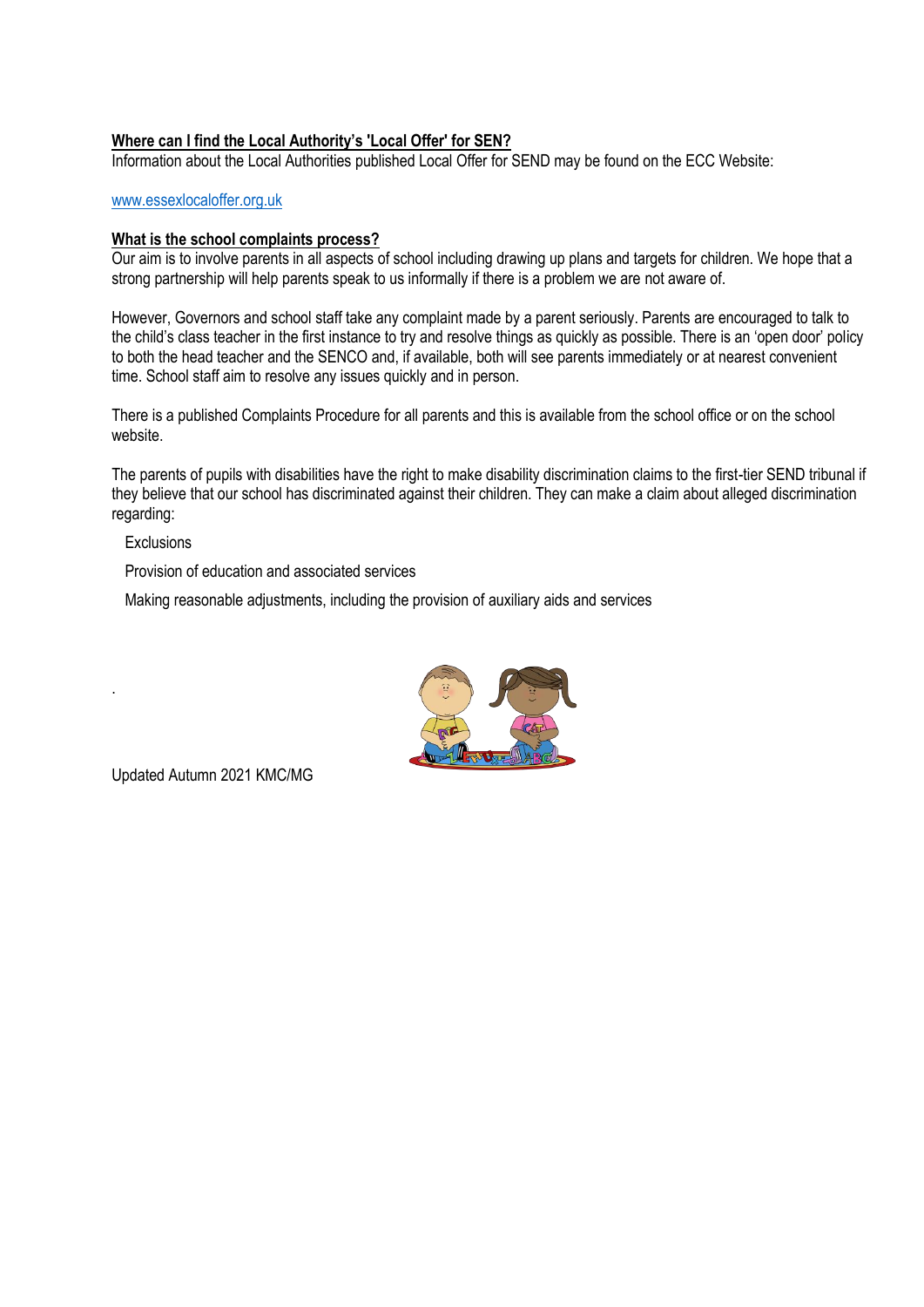**Where can I find the Local Authority's 'Local Offer' for SEN?**

Information about the Local Authorities published Local Offer for SEND may be found on the ECC Website:

www.essexlocaloffer.org.uk

**What is the school complaints process?**

Our aim is to involve parents in all aspects of school including drawing up plans and targets for children. We hope that a strong partnership will help parents speak to us informally if there is a problem we are not aware of.

However, Governors and school staff take any complaint made by a parent seriously. Parents are encouraged to talk to the child's class teacher in the first instance to try and resolve things as quickly as possible. There is an 'open door' policy to both the head teacher and the SENCO and, if available, both will see parents immediately or at nearest convenient time. School staff aim to resolve any issues quickly and in person.

There is a published Complaints Procedure for all parents and this is available from the school office or on the school website.

The parents of pupils with disabilities have the right to make disability discrimination claims to the first-tier SEND tribunal if they believe that our school has discriminated against their children. They can make a claim about alleged discrimination regarding:

- Exclusions
- Provision of education and associated services
- Making reasonable adjustments, including the provision of auxiliary aids and services

Updated Autumn 2021 KMC/MG